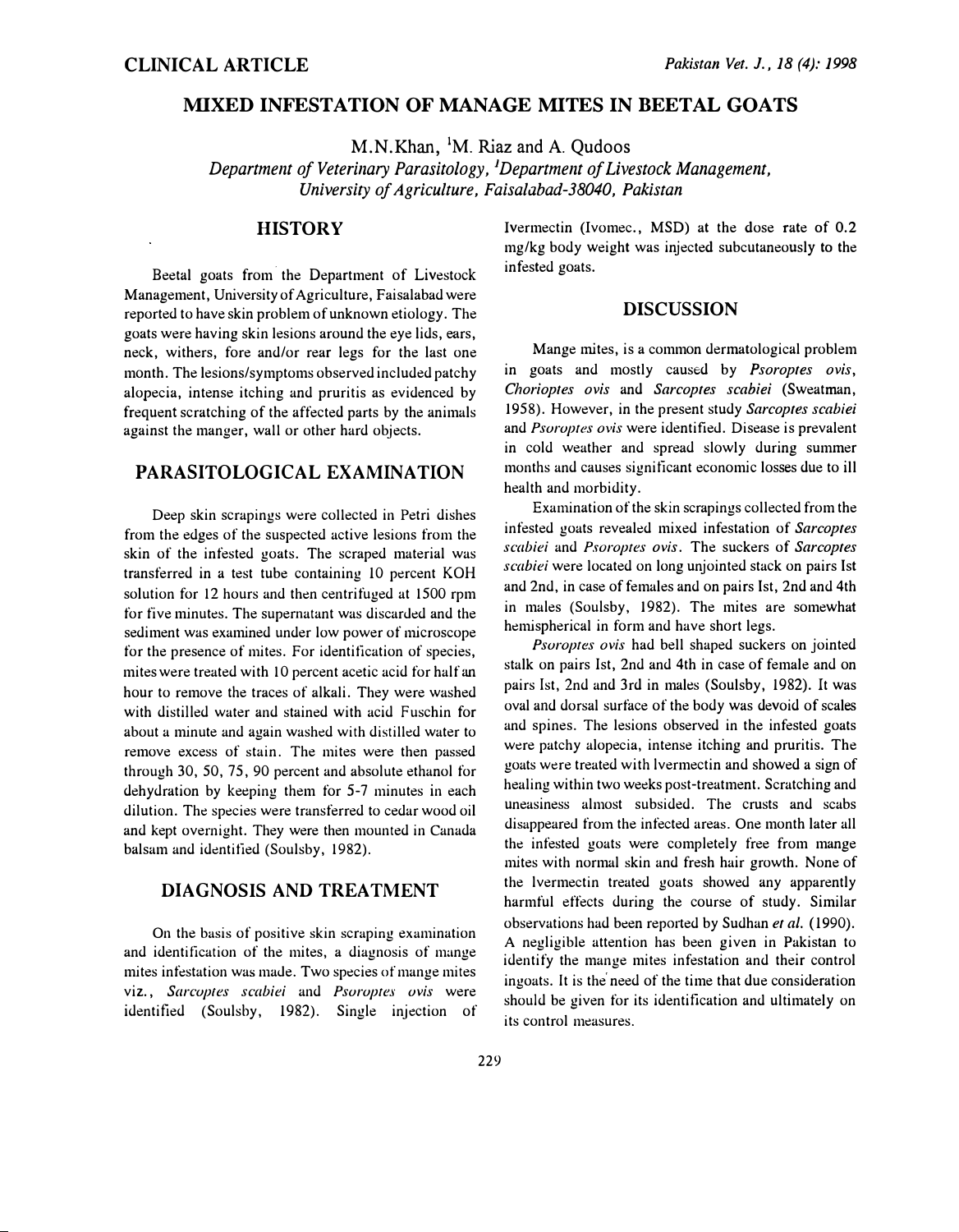CLINICAL ARTICLE

# MIXED INFESTATION OF MANAGE MITES IN BEETAL GOATS

M.N.Khan, [1]M. Riaz and A. Qudoos

*Department of Veterinary Parasitology, [1]Department of Livestock Management, University of Agriculture, Faisalabad-38040, Pakistan*

## HISTORY

Beetal goats from the Department of Livestock Management, University of Agriculture, Faisalabad were reported to have skin problem of unknown etiology. The goats were having skin lesions around the eye lids, ears, withers, fore and/or rear legs for the last one month. The lesions/symptoms observed included patchy alopecia, intense itching and pruritis as evidenced by frequent scratching of the affected parts by the animals against the manger, wall or other hard objects.

## PARASITOLOGICAL EXAMINATION

Deep skin scrapings were collected in Petri dishes from the edges of the suspected active lesions from the skin of the infested goats. The scraped material was transferred in a test tube containing 10 percent KOH solution for 12 hours and then centrifuged at 1500 rpm for five minutes. The supernatant was discarded and the sediment was examined under low power of microscope for the presence of mites. For identification of species, mites were treated with 10 percent acetic acid for half an hour to remove the traces of alkali. They were washed with distilled water and stained with acid Fuschin for about a minute and again washed with distilled water to remove excess of stain. The mites were then passed through 30, 50, 75, 90 percent and absolute ethanol for dehydration by keeping them for 5-7 minutes in each dilution. The species were transferred to cedar wood oil and kept overnight. They were then mounted in Canada balsam and identified (Soulsby, 1982).

## DIAGNOSIS AND TREATMENT

On the basis of positive skin scraping examination and identification of the mites, a diagnosis of mange mites infestation was made. Two species of mange mites viz., *Sarcoptes scabiei* and *Psoroptes ovis* were identified (Soulsby, 1982). Single injection of Ivermectin (Ivomec., MSD) at the dose rate of 0.2 mg/kg body weight was injected subcutaneously to the infested goats.

## DISCUSSION

Mange mites, is a common dermatological problem in goats and mostly caused by *Psoroptes ovis*, *Chorioptes ovis* and *Sarcoptes scabiei* (Sweatman, 1958). However, in the present study *Sarcoptes scabiei* and *Psoroptes ovis* were identified. Disease is prevalent in cold weather and spread slowly during summer months and causes significant economic losses due to ill health and morbidity.

Examination of the skin scrapings collected from the infested goats revealed mixed infestation of *Sarcoptes scabiei* and *Psoroptes ovis*. The suckers of *Sarcoptes scabiei* were located on long unjointed stack on pairs Ist and 2nd, in case of females and on pairs Ist, 2nd and 4th in males (Soulsby, 1982). The mites are somewhat hemispherical in form and have short legs.

*Psoroptes ovis* had bell shaped suckers on jointed stalk on pairs Ist, 2nd and 4th in case of female and on pairs Ist, 2nd and 3rd in males (Soulsby, 1982). It was oval and dorsal surface of the body was devoid of scales and spines. The lesions observed in the infested goats were patchy alopecia, intense itching and pruritis. The goats were treated with Ivermectin and showed a sign of healing within two weeks post-treatment. Scratching and uneasiness almost subsided. The crusts and scabs disappeared from the infected areas. One month later all the infested goats were completely free from mange mites with normal skin and fresh hair growth. None of the Ivermectin treated goats showed any apparently harmful effects during the course of study. Similar observations had been reported by Sudhan *et al.* (1990). A negligible attention has been given in Pakistan to identify the mange mites infestation and their control ingoats. It is the need of the time that due consideration should be given for its identification and ultimately on its control measures.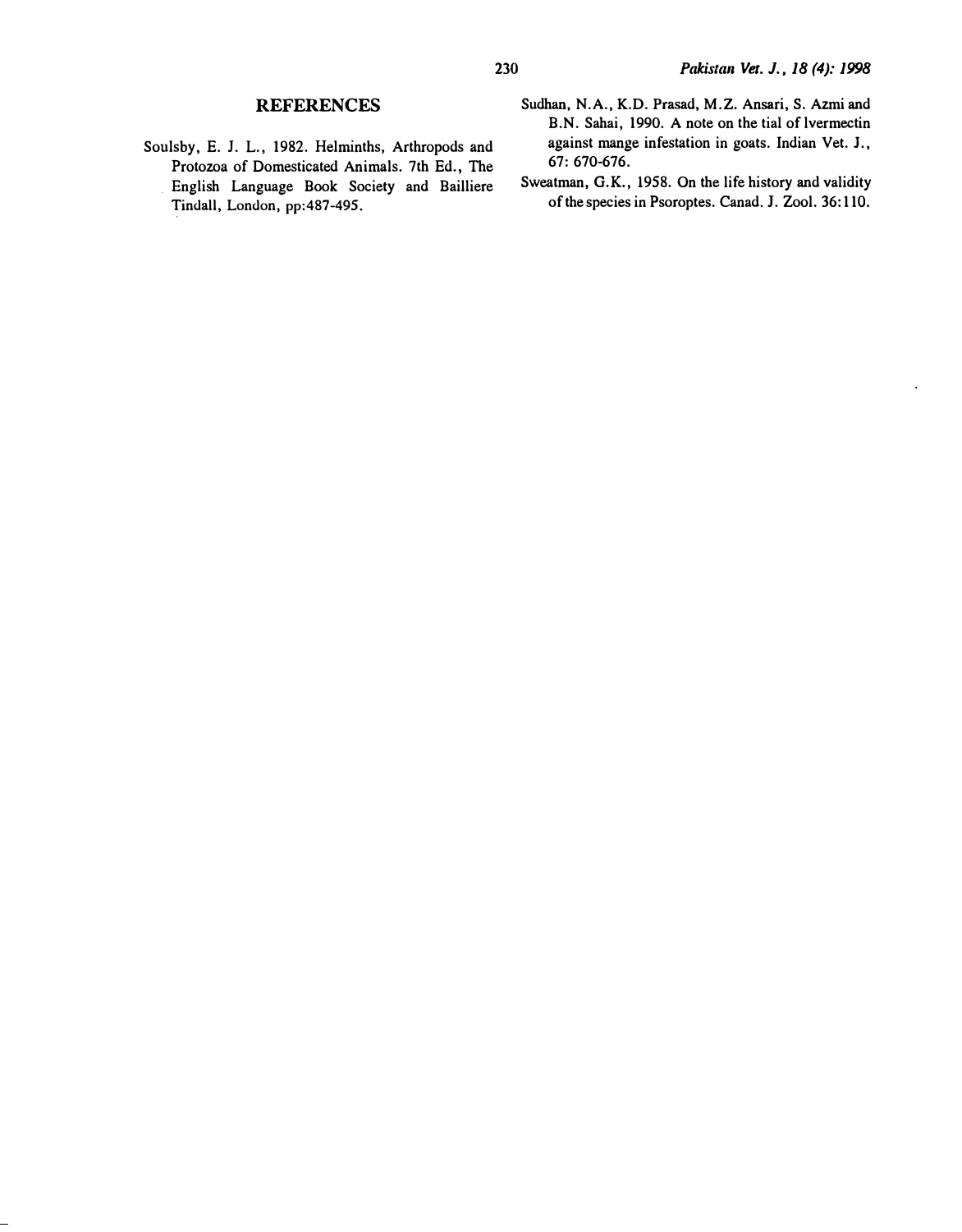## REFERENCES

Soulsby, E. J. L., 1982. Helminths, Arthropods and Protozoa of Domesticated Animals. 7th Ed., The English Language Book Society and Bailliere Tindall, London, pp:487-495.

Sudhan, N.A., K.D. Prasad, M.Z. Ansari, S. Azmi and B.N. Sahai, 1990. A note on the tial of Ivermectin against mange infestation in goats. Indian Vet. J., 67: 670-676.

Sweatman, G.K., 1958. On the life history and validity of the species in Psoroptes. Canad. J. Zool. 36:110.